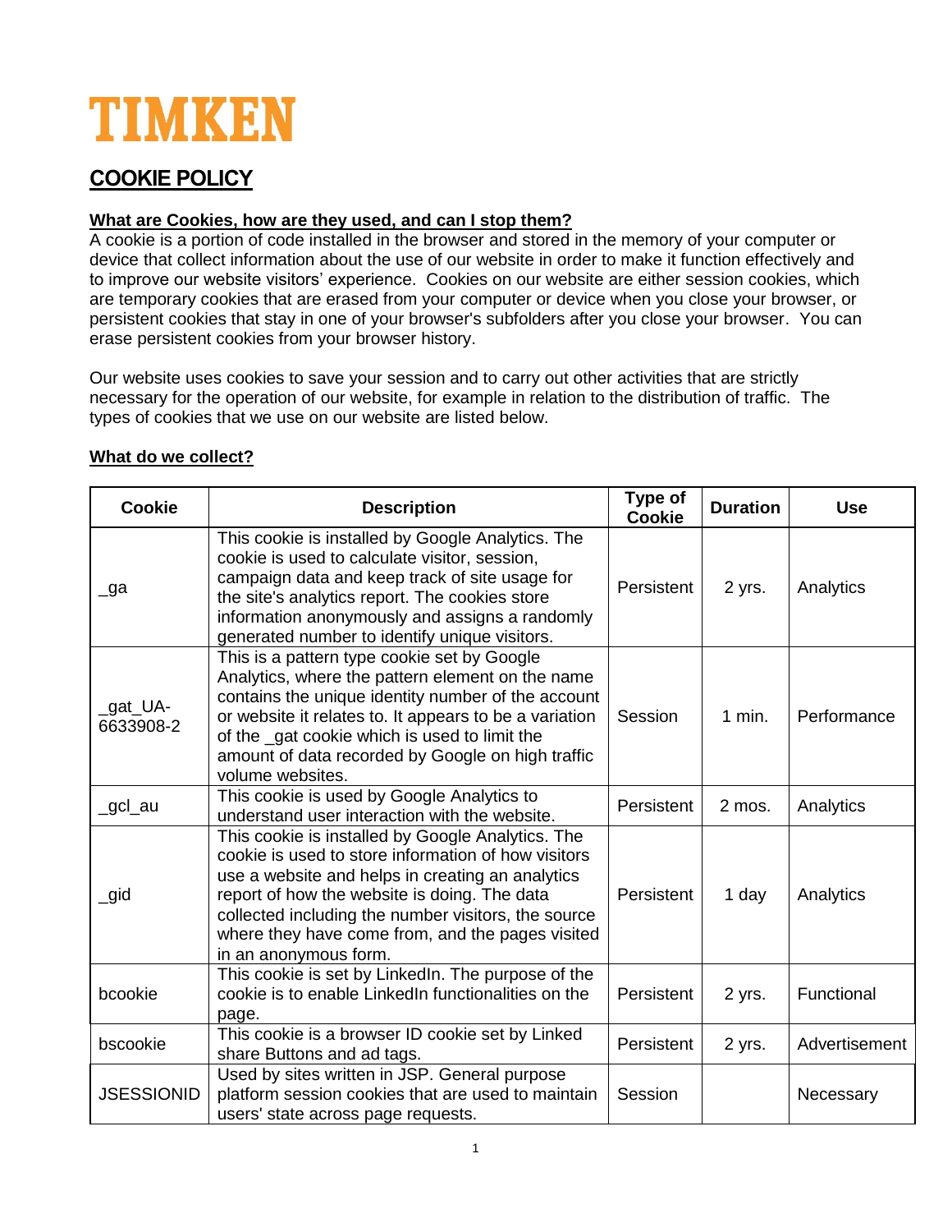# TIMKEN

## COOKIE POLICY

### What are Cookies, how are they used, and can I stop them?

A cookie is a portion of code installed in the browser and stored in the memory of your computer or device that collect information about the use of our website in order to make it function effectively and to improve our website visitors' experience. Cookies on our website are either session cookies, which are temporary cookies that are erased from your computer or device when you close your browser, or persistent cookies that stay in one of your browser's subfolders after you close your browser. You can erase persistent cookies from your browser history.

Our website uses cookies to save your session and to carry out other activities that are strictly necessary for the operation of our website, for example in relation to the distribution of traffic. The types of cookies that we use on our website are listed below.

### What do we collect?

| Cookie | Description | Type of Cookie | Duration | Use |
|---|---|---|---|---|
| _ga | This cookie is installed by Google Analytics. The cookie is used to calculate visitor, session, campaign data and keep track of site usage for the site's analytics report. The cookies store information anonymously and assigns a randomly generated number to identify unique visitors. | Persistent | 2 yrs. | Analytics |
| _gat_UA-6633908-2 | This is a pattern type cookie set by Google Analytics, where the pattern element on the name contains the unique identity number of the account or website it relates to. It appears to be a variation of the _gat cookie which is used to limit the amount of data recorded by Google on high traffic volume websites. | Session | 1 min. | Performance |
| _gcl_au | This cookie is used by Google Analytics to understand user interaction with the website. | Persistent | 2 mos. | Analytics |
| _gid | This cookie is installed by Google Analytics. The cookie is used to store information of how visitors use a website and helps in creating an analytics report of how the website is doing. The data collected including the number visitors, the source where they have come from, and the pages visited in an anonymous form. | Persistent | 1 day | Analytics |
| bcookie | This cookie is set by LinkedIn. The purpose of the cookie is to enable LinkedIn functionalities on the page. | Persistent | 2 yrs. | Functional |
| bscookie | This cookie is a browser ID cookie set by Linked share Buttons and ad tags. | Persistent | 2 yrs. | Advertisement |
| JSESSIONID | Used by sites written in JSP. General purpose platform session cookies that are used to maintain users' state across page requests. | Session | | Necessary |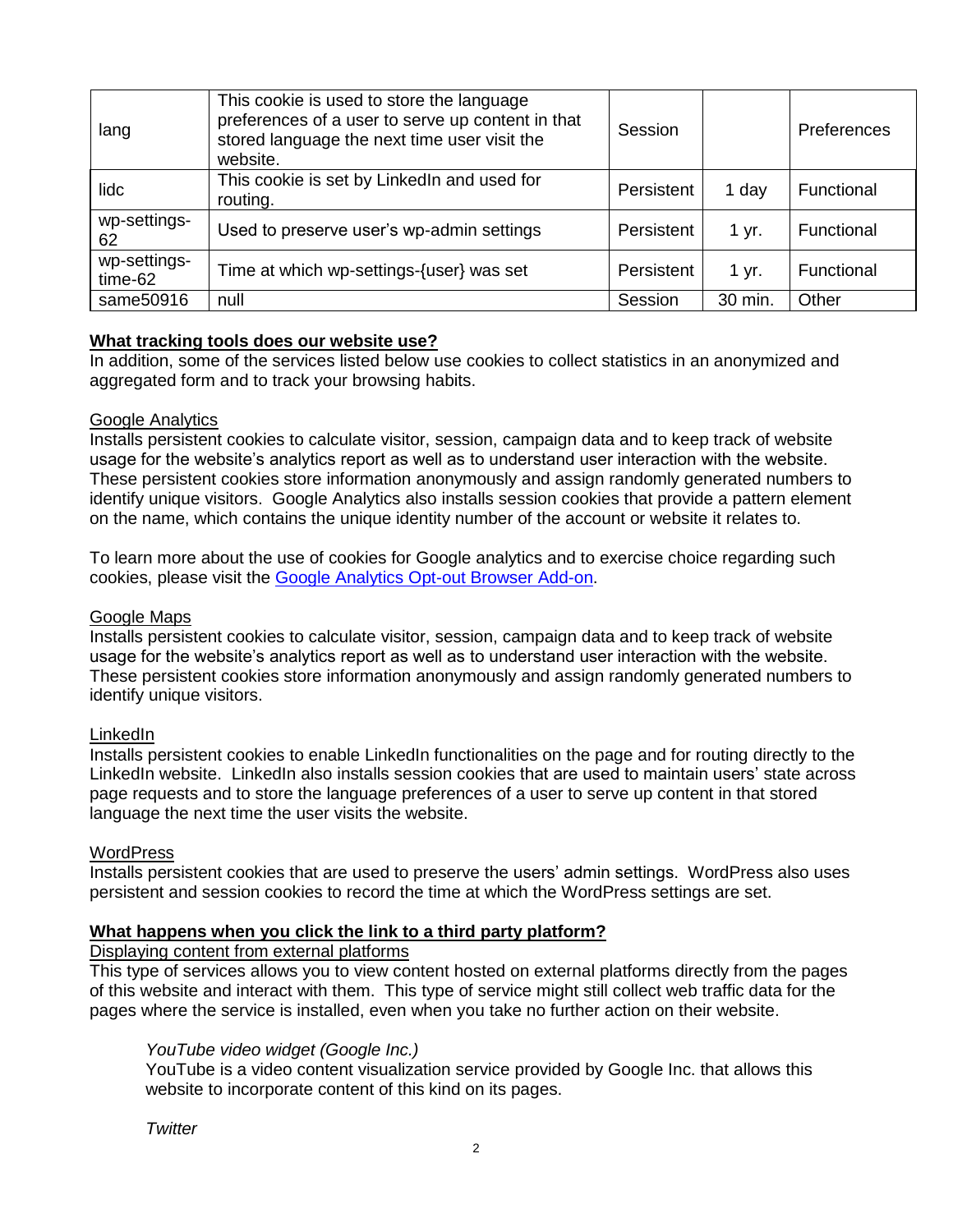| lang | This cookie is used to store the language preferences of a user to serve up content in that stored language the next time user visit the website. | Session | | Preferences |
| --- | --- | --- | --- | --- |
| lidc | This cookie is set by LinkedIn and used for routing. | Persistent | 1 day | Functional |
| wp-settings-62 | Used to preserve user's wp-admin settings | Persistent | 1 yr. | Functional |
| wp-settings-time-62 | Time at which wp-settings-{user} was set | Persistent | 1 yr. | Functional |
| same50916 | null | Session | 30 min. | Other |

**What tracking tools does our website use?**

In addition, some of the services listed below use cookies to collect statistics in an anonymized and aggregated form and to track your browsing habits.

Google Analytics

Installs persistent cookies to calculate visitor, session, campaign data and to keep track of website usage for the website's analytics report as well as to understand user interaction with the website. These persistent cookies store information anonymously and assign randomly generated numbers to identify unique visitors. Google Analytics also installs session cookies that provide a pattern element on the name, which contains the unique identity number of the account or website it relates to.

To learn more about the use of cookies for Google analytics and to exercise choice regarding such cookies, please visit the Google Analytics Opt-out Browser Add-on.

Google Maps

Installs persistent cookies to calculate visitor, session, campaign data and to keep track of website usage for the website's analytics report as well as to understand user interaction with the website. These persistent cookies store information anonymously and assign randomly generated numbers to identify unique visitors.

LinkedIn

Installs persistent cookies to enable LinkedIn functionalities on the page and for routing directly to the LinkedIn website. LinkedIn also installs session cookies that are used to maintain users' state across page requests and to store the language preferences of a user to serve up content in that stored language the next time the user visits the website.

WordPress

Installs persistent cookies that are used to preserve the users' admin settings. WordPress also uses persistent and session cookies to record the time at which the WordPress settings are set.

**What happens when you click the link to a third party platform?**

Displaying content from external platforms

This type of services allows you to view content hosted on external platforms directly from the pages of this website and interact with them. This type of service might still collect web traffic data for the pages where the service is installed, even when you take no further action on their website.

*YouTube video widget (Google Inc.)*

YouTube is a video content visualization service provided by Google Inc. that allows this website to incorporate content of this kind on its pages.

*Twitter*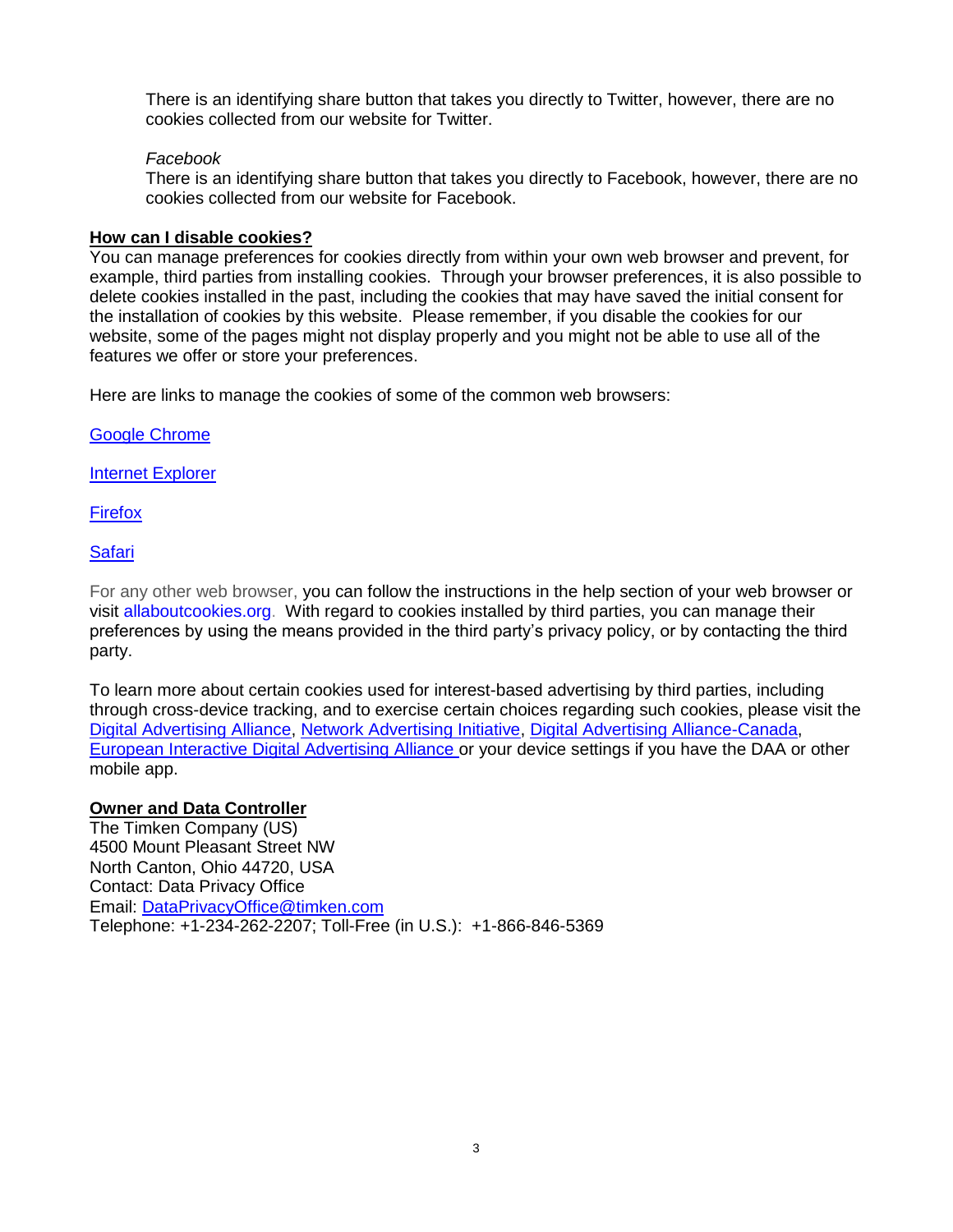There is an identifying share button that takes you directly to Twitter, however, there are no cookies collected from our website for Twitter.

*Facebook*

There is an identifying share button that takes you directly to Facebook, however, there are no cookies collected from our website for Facebook.

**How can I disable cookies?**

You can manage preferences for cookies directly from within your own web browser and prevent, for example, third parties from installing cookies. Through your browser preferences, it is also possible to delete cookies installed in the past, including the cookies that may have saved the initial consent for the installation of cookies by this website. Please remember, if you disable the cookies for our website, some of the pages might not display properly and you might not be able to use all of the features we offer or store your preferences.

Here are links to manage the cookies of some of the common web browsers:

Google Chrome

Internet Explorer

Firefox

Safari

For any other web browser, you can follow the instructions in the help section of your web browser or visit allaboutcookies.org. With regard to cookies installed by third parties, you can manage their preferences by using the means provided in the third party's privacy policy, or by contacting the third party.

To learn more about certain cookies used for interest-based advertising by third parties, including through cross-device tracking, and to exercise certain choices regarding such cookies, please visit the Digital Advertising Alliance, Network Advertising Initiative, Digital Advertising Alliance-Canada, European Interactive Digital Advertising Alliance or your device settings if you have the DAA or other mobile app.

**Owner and Data Controller**

The Timken Company (US)
4500 Mount Pleasant Street NW
North Canton, Ohio 44720, USA
Contact: Data Privacy Office
Email: DataPrivacyOffice@timken.com
Telephone: +1-234-262-2207; Toll-Free (in U.S.): +1-866-846-5369